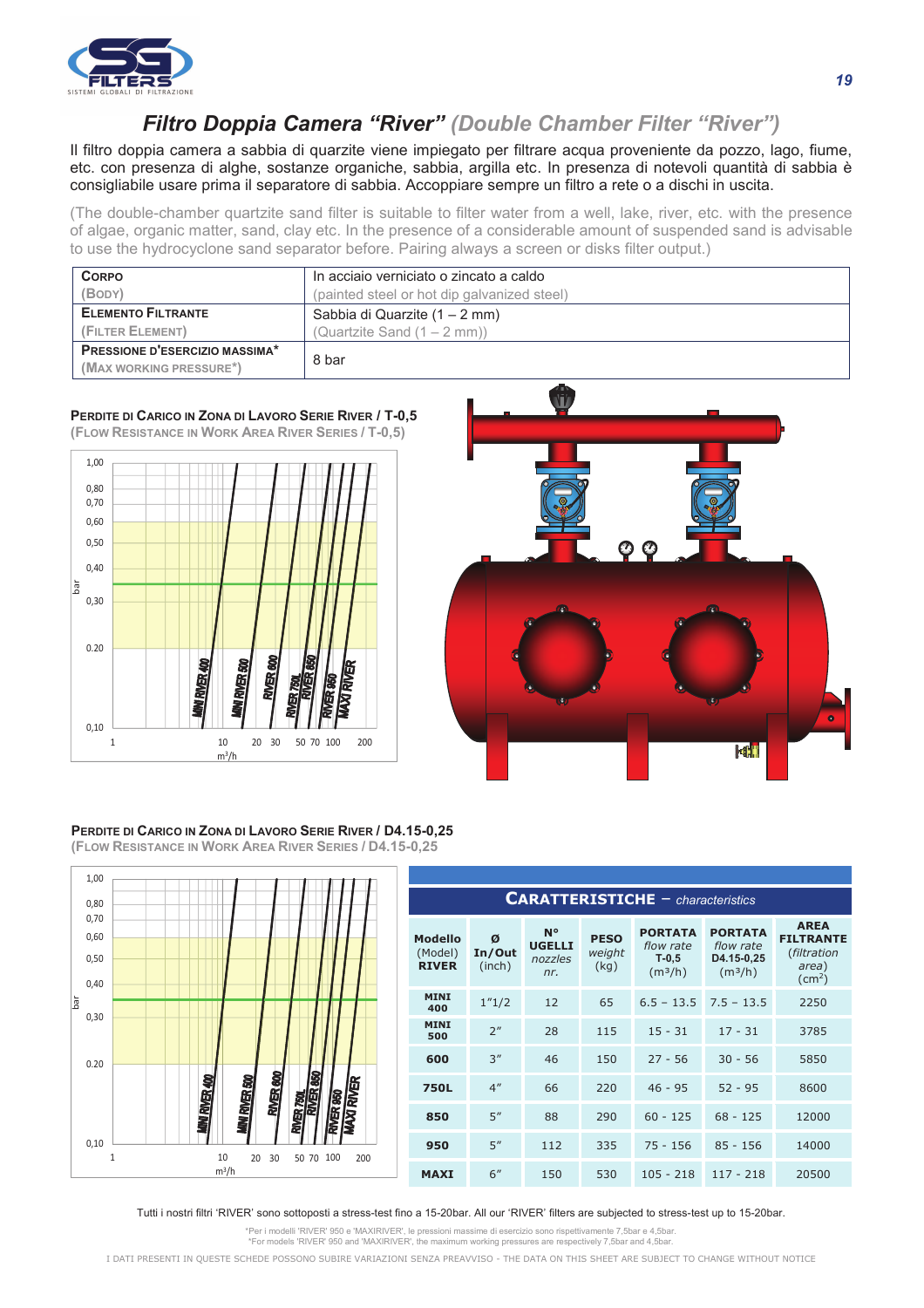# Filtro Doppia Camera "River" (Double Chamber Filter "River")

Il filtro doppia camera a sabbia di quarzite viene impiegato per filtrare acqua proveniente da pozzo, lago, fiume, etc. con presenza di alghe, sostanze organiche, sabbia, argilla etc. In presenza di notevoli quantità di sabbia è consigliabile usare prima il separatore di sabbia. Accoppiare sempre un filtro a rete o a dischi in uscita.

(The double-chamber quartzite sand filter is suitable to filter water from a well, lake, river, etc. with the presence of algae, organic matter, sand, clay etc. In the presence of a considerable amount of suspended sand is advisable to use the hydrocyclone sand separator before. Pairing always a screen or disks filter output.)

| | |
|---|---|
| **Corpo** (Body) | In acciaio verniciato o zincato a caldo (painted steel or hot dip galvanized steel) |
| **Elemento Filtrante** (Filter Element) | Sabbia di Quarzite (1 – 2 mm) (Quartzite Sand (1 – 2 mm)) |
| **Pressione d'esercizio massima*** (Max working pressure*) | 8 bar |

**Perdite di Carico in Zona di Lavoro Serie River / T-0,5**
(Flow Resistance in Work Area River Series / T-0,5)

**Perdite di Carico in Zona di Lavoro Serie River / D4.15-0,25**
(Flow Resistance in Work Area River Series / D4.15-0,25)

## Caratteristiche – *characteristics*

| Modello (Model) RIVER | Ø In/Out (inch) | N° UGELLI *nozzles nr.* | PESO *weight* (kg) | PORTATA *flow rate* T-0,5 (m³/h) | PORTATA *flow rate* D4.15-0,25 (m³/h) | AREA FILTRANTE (*filtration area*) (cm²) |
|---|---|---|---|---|---|---|
| MINI 400 | 1"1/2 | 12 | 65 | 6.5 – 13.5 | 7.5 – 13.5 | 2250 |
| MINI 500 | 2" | 28 | 115 | 15 - 31 | 17 - 31 | 3785 |
| 600 | 3" | 46 | 150 | 27 - 56 | 30 - 56 | 5850 |
| 750L | 4" | 66 | 220 | 46 - 95 | 52 - 95 | 8600 |
| 850 | 5" | 88 | 290 | 60 - 125 | 68 - 125 | 12000 |
| 950 | 5" | 112 | 335 | 75 - 156 | 85 - 156 | 14000 |
| MAXI | 6" | 150 | 530 | 105 - 218 | 117 - 218 | 20500 |

Tutti i nostri filtri 'RIVER' sono sottoposti a stress-test fino a 15-20bar. All our 'RIVER' filters are subjected to stress-test up to 15-20bar.

*Per i modelli 'RIVER' 950 e 'MAXIRIVER', le pressioni massime di esercizio sono rispettivamente 7,5bar e 4,5bar.
*For models 'RIVER' 950 and 'MAXIRIVER', the maximum working pressures are respectively 7,5bar and 4,5bar.

I DATI PRESENTI IN QUESTE SCHEDE POSSONO SUBIRE VARIAZIONI SENZA PREAVVISO - THE DATA ON THIS SHEET ARE SUBJECT TO CHANGE WITHOUT NOTICE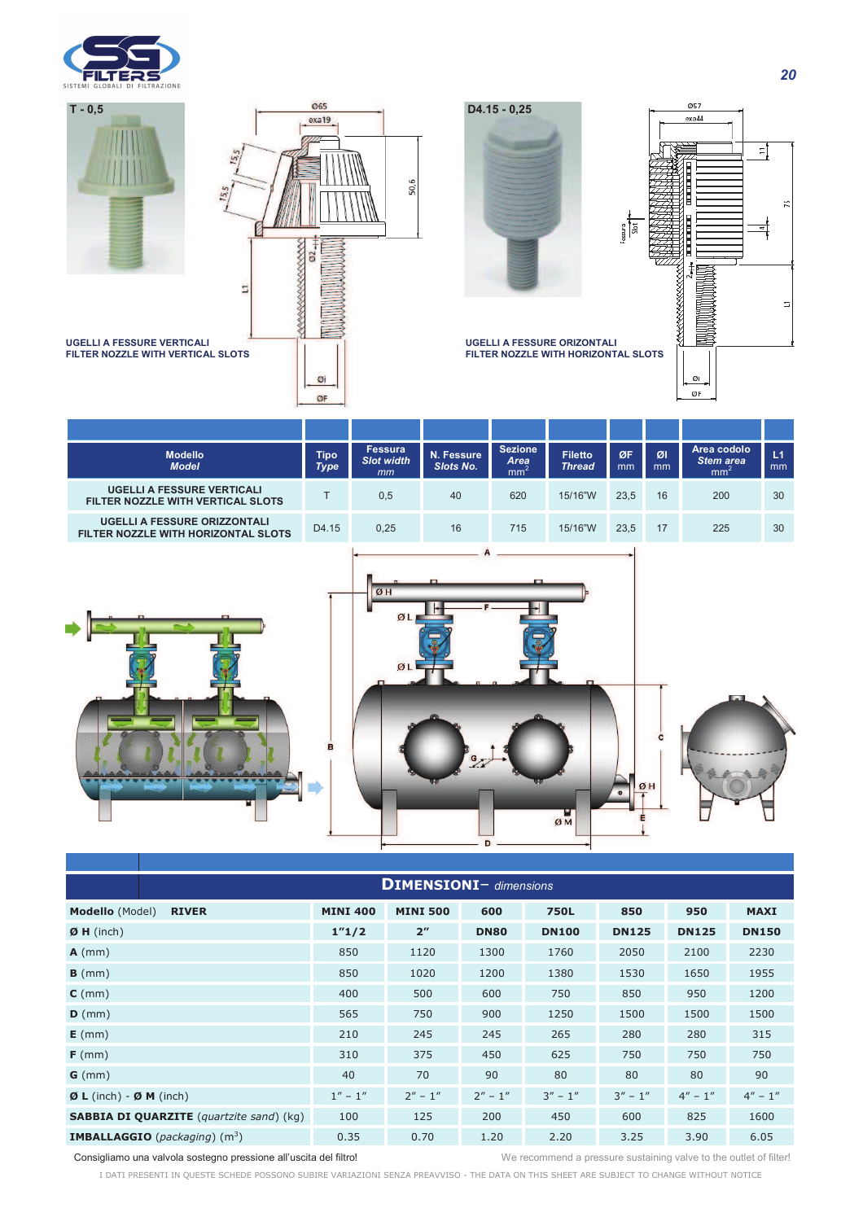T - 0,5

UGELLI A FESSURE VERTICALI
FILTER NOZZLE WITH VERTICAL SLOTS

D4.15 - 0,25

UGELLI A FESSURE ORIZONTALI
FILTER NOZZLE WITH HORIZONTAL SLOTS

| Modello *Model* | Tipo *Type* | Fessura *Slot width* mm | N. Fessure *Slots No.* | Sezione *Area* mm² | Filetto *Thread* | ØF mm | ØI mm | Area codolo *Stem area* mm² | L1 mm |
|---|---|---|---|---|---|---|---|---|---|
| UGELLI A FESSURE VERTICALI FILTER NOZZLE WITH VERTICAL SLOTS | T | 0,5 | 40 | 620 | 15/16"W | 23,5 | 16 | 200 | 30 |
| UGELLI A FESSURE ORIZZONTALI FILTER NOZZLE WITH HORIZONTAL SLOTS | D4.15 | 0,25 | 16 | 715 | 15/16"W | 23,5 | 17 | 225 | 30 |

## DIMENSIONI – *dimensions*

| Modello (Model) RIVER | MINI 400 | MINI 500 | 600 | 750L | 850 | 950 | MAXI |
|---|---|---|---|---|---|---|---|
| **Ø H** (inch) | **1"1/2** | **2"** | **DN80** | **DN100** | **DN125** | **DN125** | **DN150** |
| **A** (mm) | 850 | 1120 | 1300 | 1760 | 2050 | 2100 | 2230 |
| **B** (mm) | 850 | 1020 | 1200 | 1380 | 1530 | 1650 | 1955 |
| **C** (mm) | 400 | 500 | 600 | 750 | 850 | 950 | 1200 |
| **D** (mm) | 565 | 750 | 900 | 1250 | 1500 | 1500 | 1500 |
| **E** (mm) | 210 | 245 | 245 | 265 | 280 | 280 | 315 |
| **F** (mm) | 310 | 375 | 450 | 625 | 750 | 750 | 750 |
| **G** (mm) | 40 | 70 | 90 | 80 | 80 | 80 | 90 |
| **Ø L** (inch) - **Ø M** (inch) | 1" – 1" | 2" – 1" | 2" – 1" | 3" – 1" | 3" – 1" | 4" – 1" | 4" – 1" |
| **SABBIA DI QUARZITE** (*quartzite sand*) (kg) | 100 | 125 | 200 | 450 | 600 | 825 | 1600 |
| **IMBALLAGGIO** (*packaging*) (m³) | 0.35 | 0.70 | 1.20 | 2.20 | 3.25 | 3.90 | 6.05 |

Consigliamo una valvola sostegno pressione all'uscita del filtro! — We recommend a pressure sustaining valve to the outlet of filter!

I DATI PRESENTI IN QUESTE SCHEDE POSSONO SUBIRE VARIAZIONI SENZA PREAVVISO - THE DATA ON THIS SHEET ARE SUBJECT TO CHANGE WITHOUT NOTICE